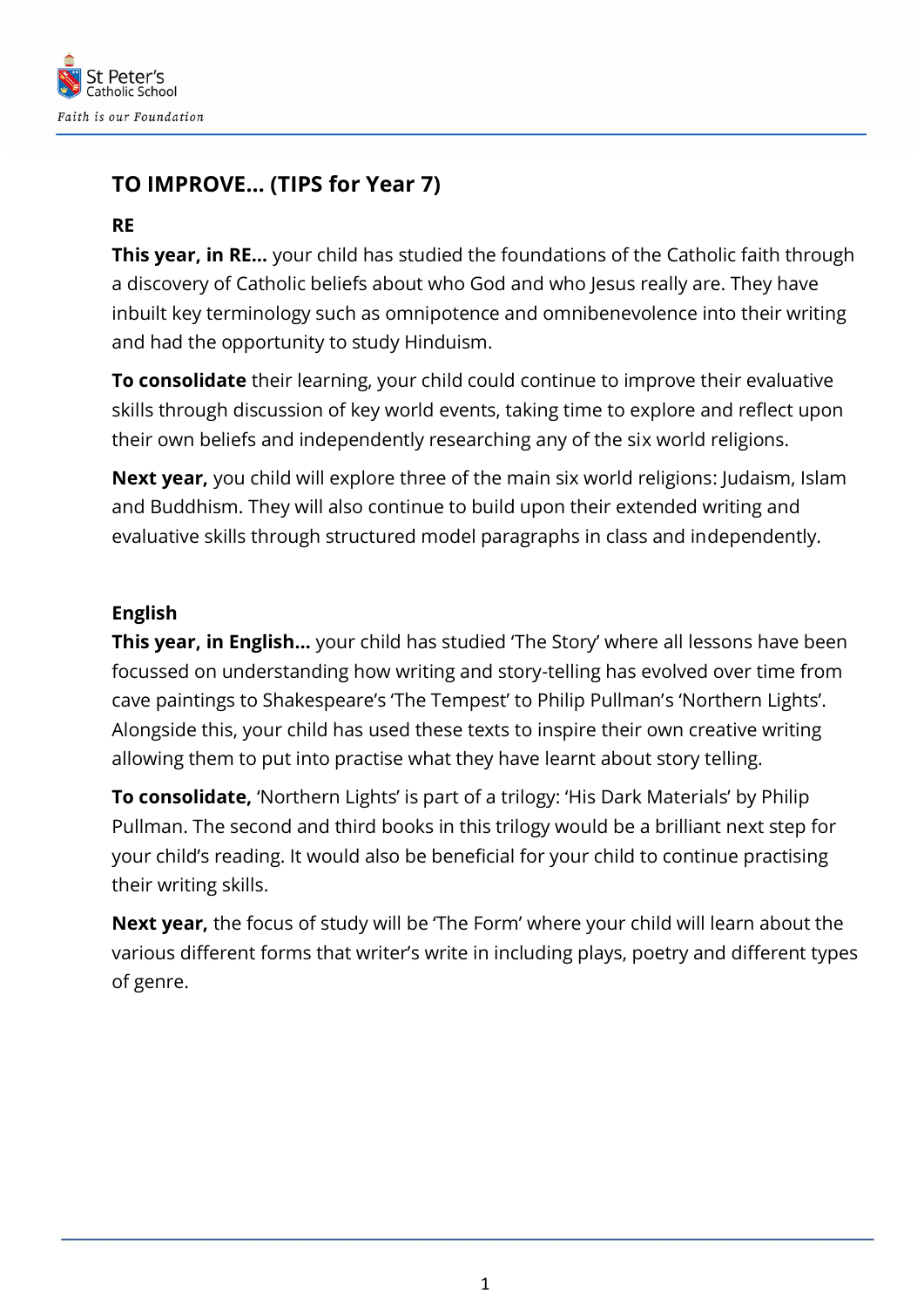# TO IMPROVE… (TIPS for Year 7)

## RE

**This year, in RE…** your child has studied the foundations of the Catholic faith through a discovery of Catholic beliefs about who God and who Jesus really are. They have inbuilt key terminology such as omnipotence and omnibenevolence into their writing and had the opportunity to study Hinduism.

**To consolidate** their learning, your child could continue to improve their evaluative skills through discussion of key world events, taking time to explore and reflect upon their own beliefs and independently researching any of the six world religions.

**Next year,** you child will explore three of the main six world religions: Judaism, Islam and Buddhism. They will also continue to build upon their extended writing and evaluative skills through structured model paragraphs in class and independently.

## English

**This year, in English…** your child has studied 'The Story' where all lessons have been focussed on understanding how writing and story-telling has evolved over time from cave paintings to Shakespeare's 'The Tempest' to Philip Pullman's 'Northern Lights'. Alongside this, your child has used these texts to inspire their own creative writing allowing them to put into practise what they have learnt about story telling.

**To consolidate,** 'Northern Lights' is part of a trilogy: 'His Dark Materials' by Philip Pullman. The second and third books in this trilogy would be a brilliant next step for your child's reading. It would also be beneficial for your child to continue practising their writing skills.

**Next year,** the focus of study will be 'The Form' where your child will learn about the various different forms that writer's write in including plays, poetry and different types of genre.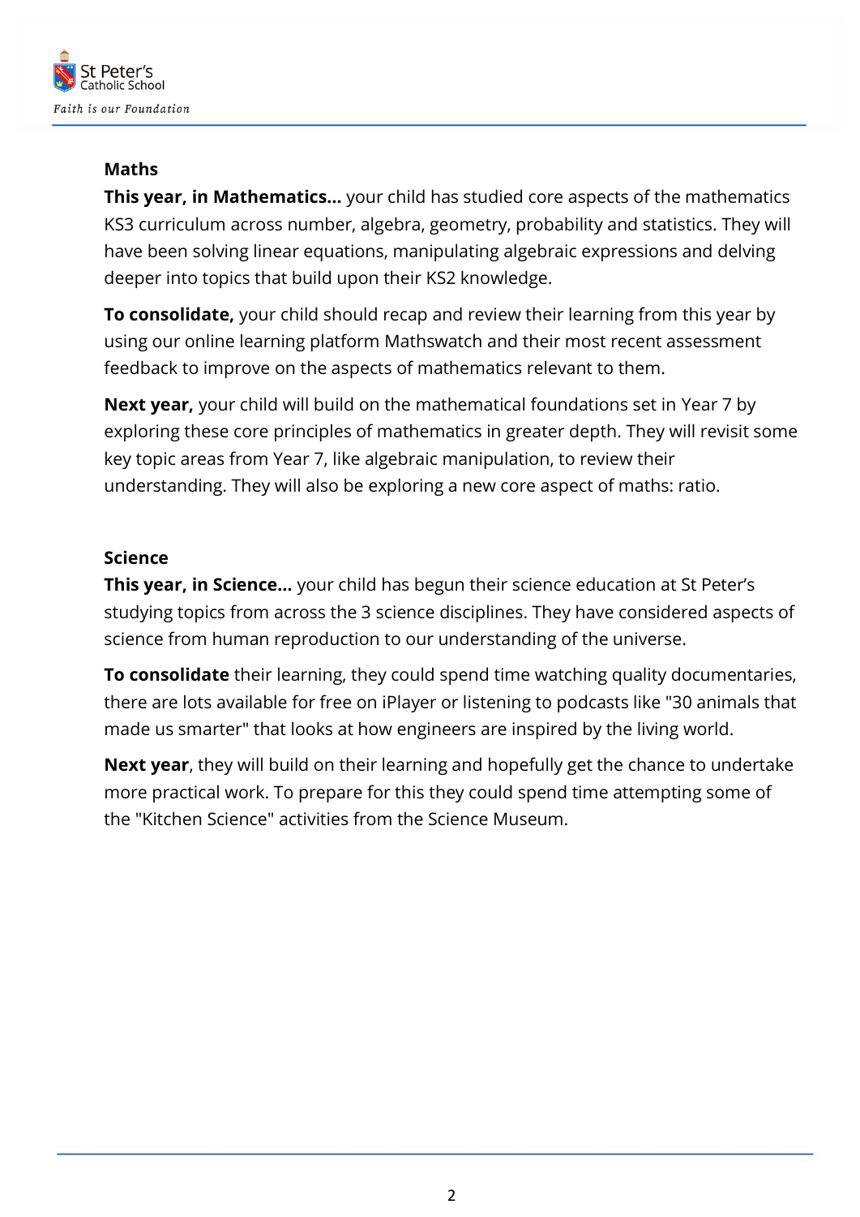## Maths

**This year, in Mathematics…** your child has studied core aspects of the mathematics KS3 curriculum across number, algebra, geometry, probability and statistics. They will have been solving linear equations, manipulating algebraic expressions and delving deeper into topics that build upon their KS2 knowledge.

**To consolidate,** your child should recap and review their learning from this year by using our online learning platform Mathswatch and their most recent assessment feedback to improve on the aspects of mathematics relevant to them.

**Next year,** your child will build on the mathematical foundations set in Year 7 by exploring these core principles of mathematics in greater depth. They will revisit some key topic areas from Year 7, like algebraic manipulation, to review their understanding. They will also be exploring a new core aspect of maths: ratio.

## Science

**This year, in Science…** your child has begun their science education at St Peter's studying topics from across the 3 science disciplines. They have considered aspects of science from human reproduction to our understanding of the universe.

**To consolidate** their learning, they could spend time watching quality documentaries, there are lots available for free on iPlayer or listening to podcasts like "30 animals that made us smarter" that looks at how engineers are inspired by the living world.

**Next year**, they will build on their learning and hopefully get the chance to undertake more practical work. To prepare for this they could spend time attempting some of the "Kitchen Science" activities from the Science Museum.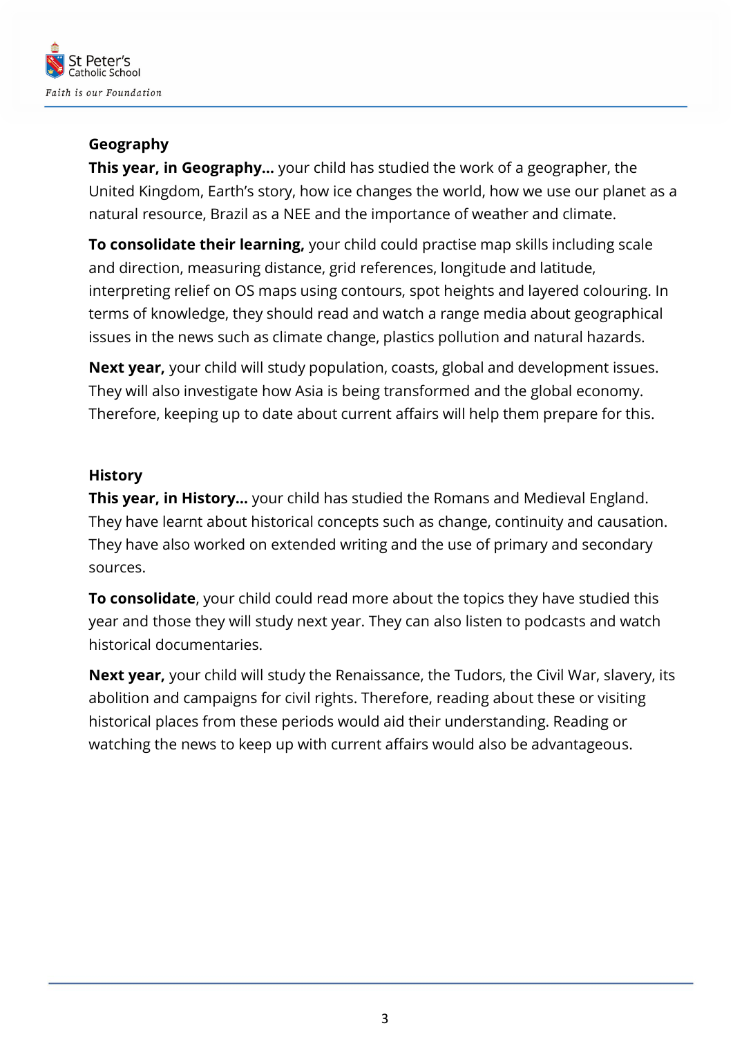## Geography

**This year, in Geography...** your child has studied the work of a geographer, the United Kingdom, Earth's story, how ice changes the world, how we use our planet as a natural resource, Brazil as a NEE and the importance of weather and climate.

**To consolidate their learning,** your child could practise map skills including scale and direction, measuring distance, grid references, longitude and latitude, interpreting relief on OS maps using contours, spot heights and layered colouring. In terms of knowledge, they should read and watch a range media about geographical issues in the news such as climate change, plastics pollution and natural hazards.

**Next year,** your child will study population, coasts, global and development issues. They will also investigate how Asia is being transformed and the global economy. Therefore, keeping up to date about current affairs will help them prepare for this.

## History

**This year, in History...** your child has studied the Romans and Medieval England. They have learnt about historical concepts such as change, continuity and causation. They have also worked on extended writing and the use of primary and secondary sources.

**To consolidate**, your child could read more about the topics they have studied this year and those they will study next year. They can also listen to podcasts and watch historical documentaries.

**Next year,** your child will study the Renaissance, the Tudors, the Civil War, slavery, its abolition and campaigns for civil rights. Therefore, reading about these or visiting historical places from these periods would aid their understanding. Reading or watching the news to keep up with current affairs would also be advantageous.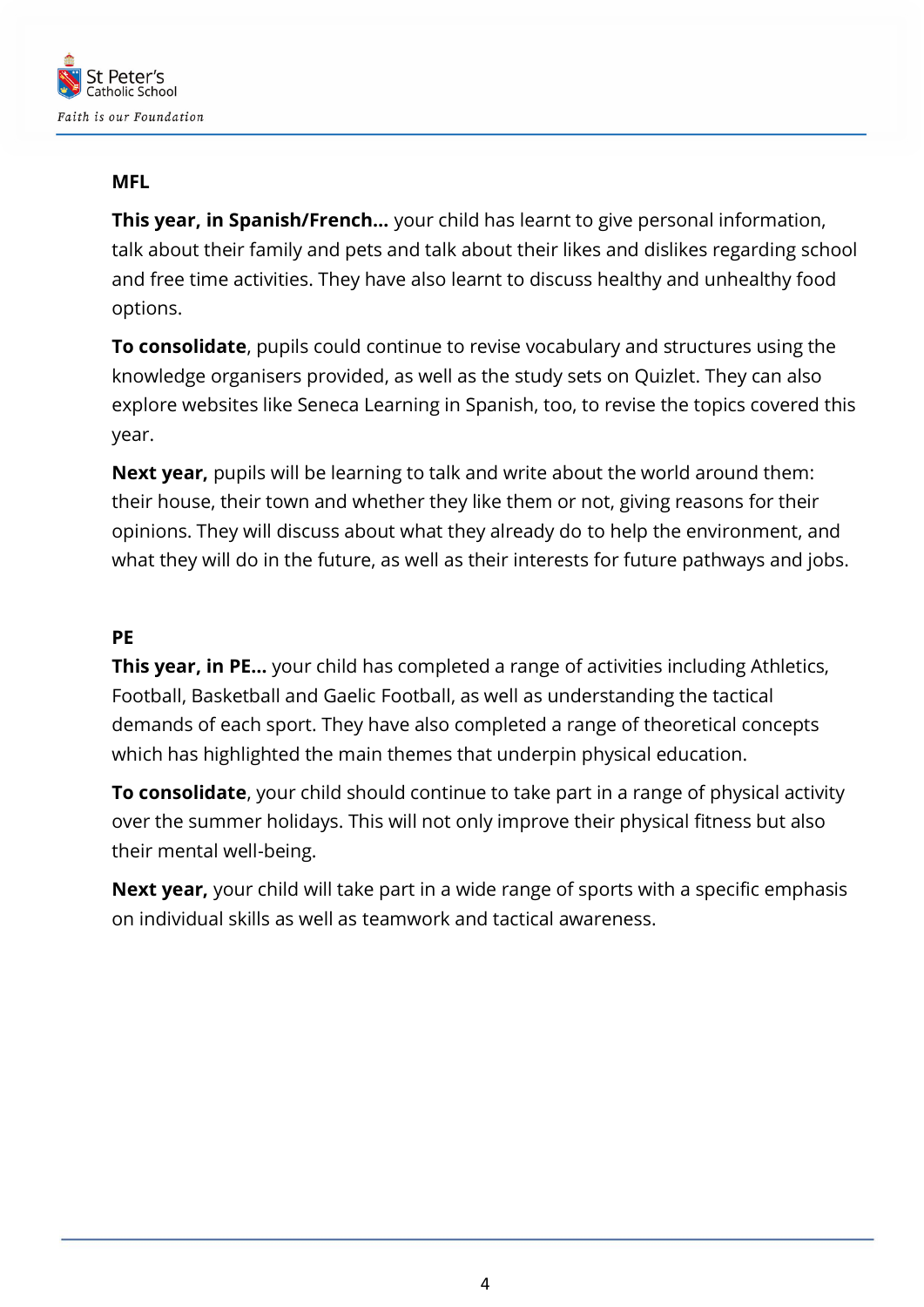## MFL

**This year, in Spanish/French…** your child has learnt to give personal information, talk about their family and pets and talk about their likes and dislikes regarding school and free time activities. They have also learnt to discuss healthy and unhealthy food options.

**To consolidate**, pupils could continue to revise vocabulary and structures using the knowledge organisers provided, as well as the study sets on Quizlet. They can also explore websites like Seneca Learning in Spanish, too, to revise the topics covered this year.

**Next year,** pupils will be learning to talk and write about the world around them: their house, their town and whether they like them or not, giving reasons for their opinions. They will discuss about what they already do to help the environment, and what they will do in the future, as well as their interests for future pathways and jobs.

## PE

**This year, in PE…** your child has completed a range of activities including Athletics, Football, Basketball and Gaelic Football, as well as understanding the tactical demands of each sport. They have also completed a range of theoretical concepts which has highlighted the main themes that underpin physical education.

**To consolidate**, your child should continue to take part in a range of physical activity over the summer holidays. This will not only improve their physical fitness but also their mental well-being.

**Next year,** your child will take part in a wide range of sports with a specific emphasis on individual skills as well as teamwork and tactical awareness.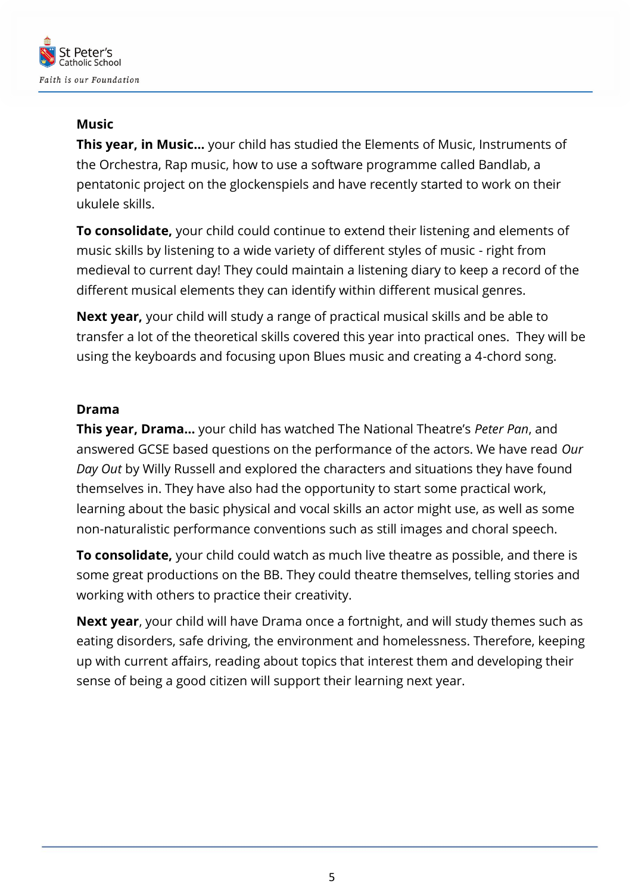**Music**

**This year, in Music…** your child has studied the Elements of Music, Instruments of the Orchestra, Rap music, how to use a software programme called Bandlab, a pentatonic project on the glockenspiels and have recently started to work on their ukulele skills.

**To consolidate,** your child could continue to extend their listening and elements of music skills by listening to a wide variety of different styles of music - right from medieval to current day! They could maintain a listening diary to keep a record of the different musical elements they can identify within different musical genres.

**Next year,** your child will study a range of practical musical skills and be able to transfer a lot of the theoretical skills covered this year into practical ones. They will be using the keyboards and focusing upon Blues music and creating a 4-chord song.

**Drama**

**This year, Drama…** your child has watched The National Theatre's *Peter Pan*, and answered GCSE based questions on the performance of the actors. We have read *Our Day Out* by Willy Russell and explored the characters and situations they have found themselves in. They have also had the opportunity to start some practical work, learning about the basic physical and vocal skills an actor might use, as well as some non-naturalistic performance conventions such as still images and choral speech.

**To consolidate,** your child could watch as much live theatre as possible, and there is some great productions on the BB. They could theatre themselves, telling stories and working with others to practice their creativity.

**Next year**, your child will have Drama once a fortnight, and will study themes such as eating disorders, safe driving, the environment and homelessness. Therefore, keeping up with current affairs, reading about topics that interest them and developing their sense of being a good citizen will support their learning next year.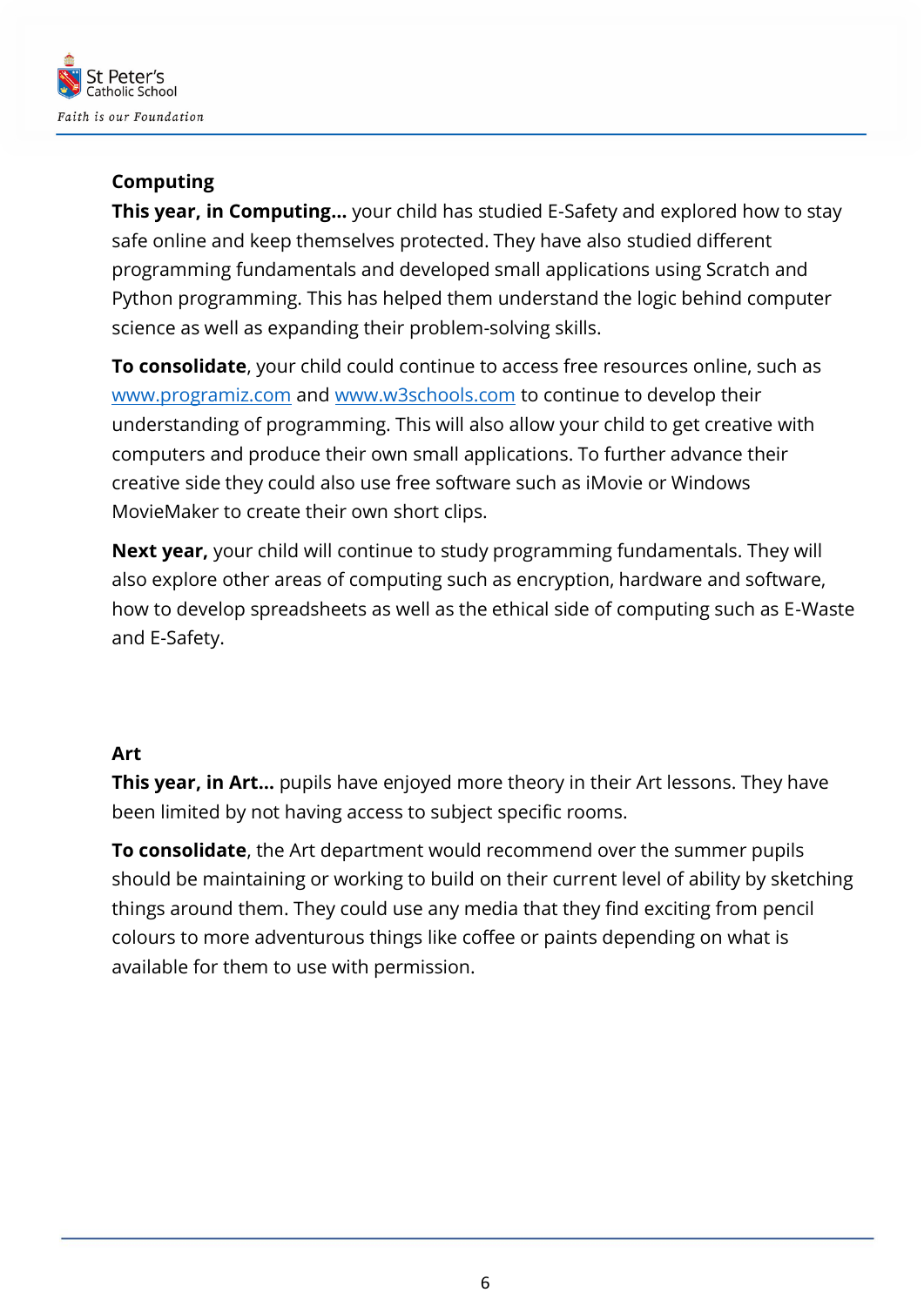## Computing

**This year, in Computing…** your child has studied E-Safety and explored how to stay safe online and keep themselves protected. They have also studied different programming fundamentals and developed small applications using Scratch and Python programming. This has helped them understand the logic behind computer science as well as expanding their problem-solving skills.

**To consolidate**, your child could continue to access free resources online, such as [www.programiz.com](http://www.programiz.com) and [www.w3schools.com](http://www.w3schools.com) to continue to develop their understanding of programming. This will also allow your child to get creative with computers and produce their own small applications. To further advance their creative side they could also use free software such as iMovie or Windows MovieMaker to create their own short clips.

**Next year,** your child will continue to study programming fundamentals. They will also explore other areas of computing such as encryption, hardware and software, how to develop spreadsheets as well as the ethical side of computing such as E-Waste and E-Safety.

## Art

**This year, in Art…** pupils have enjoyed more theory in their Art lessons. They have been limited by not having access to subject specific rooms.

**To consolidate**, the Art department would recommend over the summer pupils should be maintaining or working to build on their current level of ability by sketching things around them. They could use any media that they find exciting from pencil colours to more adventurous things like coffee or paints depending on what is available for them to use with permission.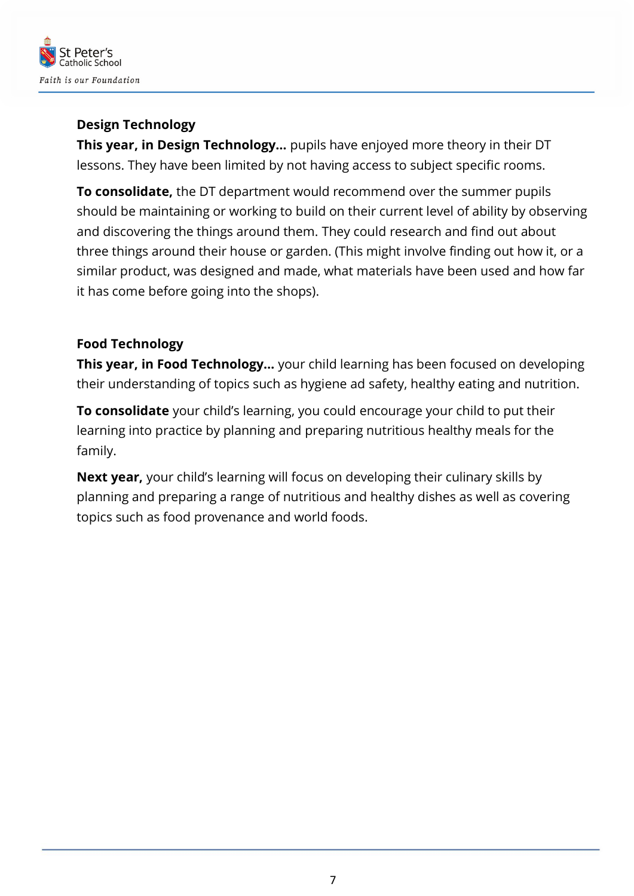## Design Technology

**This year, in Design Technology…** pupils have enjoyed more theory in their DT lessons. They have been limited by not having access to subject specific rooms.

**To consolidate,** the DT department would recommend over the summer pupils should be maintaining or working to build on their current level of ability by observing and discovering the things around them. They could research and find out about three things around their house or garden. (This might involve finding out how it, or a similar product, was designed and made, what materials have been used and how far it has come before going into the shops).

## Food Technology

**This year, in Food Technology…** your child learning has been focused on developing their understanding of topics such as hygiene ad safety, healthy eating and nutrition.

**To consolidate** your child's learning, you could encourage your child to put their learning into practice by planning and preparing nutritious healthy meals for the family.

**Next year,** your child's learning will focus on developing their culinary skills by planning and preparing a range of nutritious and healthy dishes as well as covering topics such as food provenance and world foods.